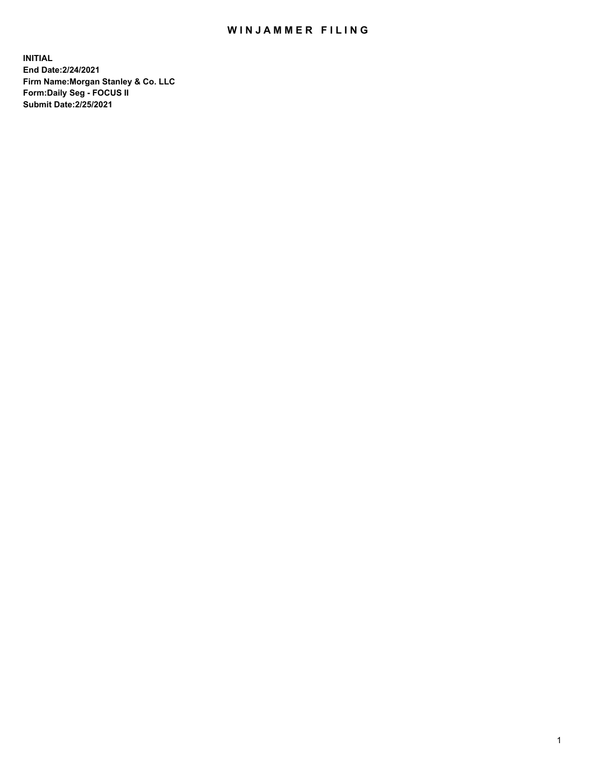# WINJAMMER FILING

**INITIAL**
**End Date:2/24/2021**
**Firm Name:Morgan Stanley & Co. LLC**
**Form:Daily Seg - FOCUS II**
**Submit Date:2/25/2021**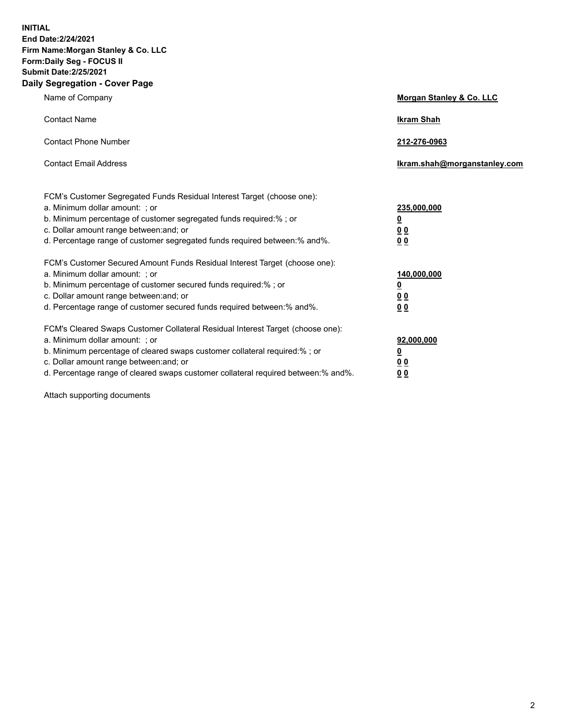**INITIAL**
**End Date:2/24/2021**
**Firm Name:Morgan Stanley & Co. LLC**
**Form:Daily Seg - FOCUS II**
**Submit Date:2/25/2021**

## Daily Segregation - Cover Page

| | |
|---|---|
| Name of Company | **Morgan Stanley & Co. LLC** |
| Contact Name | **Ikram Shah** |
| Contact Phone Number | **212-276-0963** |
| Contact Email Address | **Ikram.shah@morganstanley.com** |

| | |
|---|---|
| FCM's Customer Segregated Funds Residual Interest Target (choose one): | |
| a. Minimum dollar amount: ; or | **235,000,000** |
| b. Minimum percentage of customer segregated funds required:% ; or | **0** |
| c. Dollar amount range between:and; or | **0 0** |
| d. Percentage range of customer segregated funds required between:% and%. | **0 0** |
| FCM's Customer Secured Amount Funds Residual Interest Target (choose one): | |
| a. Minimum dollar amount: ; or | **140,000,000** |
| b. Minimum percentage of customer secured funds required:% ; or | **0** |
| c. Dollar amount range between:and; or | **0 0** |
| d. Percentage range of customer secured funds required between:% and%. | **0 0** |
| FCM's Cleared Swaps Customer Collateral Residual Interest Target (choose one): | |
| a. Minimum dollar amount: ; or | **92,000,000** |
| b. Minimum percentage of cleared swaps customer collateral required:% ; or | **0** |
| c. Dollar amount range between:and; or | **0 0** |
| d. Percentage range of cleared swaps customer collateral required between:% and%. | **0 0** |

Attach supporting documents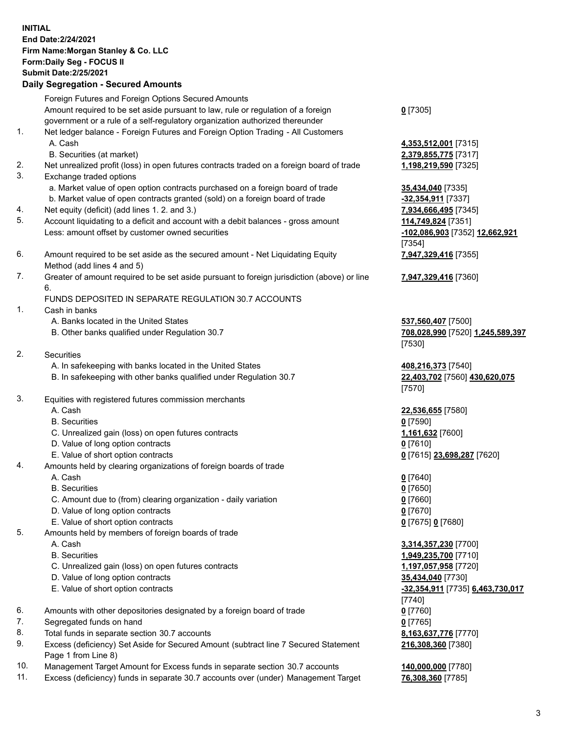**INITIAL**
**End Date:2/24/2021**
**Firm Name:Morgan Stanley & Co. LLC**
**Form:Daily Seg - FOCUS II**
**Submit Date:2/25/2021**

## Daily Segregation - Secured Amounts

Foreign Futures and Foreign Options Secured Amounts

| | | |
|---|---|---|
| | Amount required to be set aside pursuant to law, rule or regulation of a foreign government or a rule of a self-regulatory organization authorized thereunder | **0** [7305] |
| 1. | Net ledger balance - Foreign Futures and Foreign Option Trading - All Customers | |
| | A. Cash | **4,353,512,001** [7315] |
| | B. Securities (at market) | **2,379,855,775** [7317] |
| 2. | Net unrealized profit (loss) in open futures contracts traded on a foreign board of trade | **1,198,219,590** [7325] |
| 3. | Exchange traded options | |
| | a. Market value of open option contracts purchased on a foreign board of trade | **35,434,040** [7335] |
| | b. Market value of open contracts granted (sold) on a foreign board of trade | **-32,354,911** [7337] |
| 4. | Net equity (deficit) (add lines 1. 2. and 3.) | **7,934,666,495** [7345] |
| 5. | Account liquidating to a deficit and account with a debit balances - gross amount | **114,749,824** [7351] |
| | Less: amount offset by customer owned securities | **-102,086,903** [7352] **12,662,921** [7354] |
| 6. | Amount required to be set aside as the secured amount - Net Liquidating Equity Method (add lines 4 and 5) | **7,947,329,416** [7355] |
| 7. | Greater of amount required to be set aside pursuant to foreign jurisdiction (above) or line 6. | **7,947,329,416** [7360] |

FUNDS DEPOSITED IN SEPARATE REGULATION 30.7 ACCOUNTS

| | | |
|---|---|---|
| 1. | Cash in banks | |
| | A. Banks located in the United States | **537,560,407** [7500] |
| | B. Other banks qualified under Regulation 30.7 | **708,028,990** [7520] **1,245,589,397** [7530] |
| 2. | Securities | |
| | A. In safekeeping with banks located in the United States | **408,216,373** [7540] |
| | B. In safekeeping with other banks qualified under Regulation 30.7 | **22,403,702** [7560] **430,620,075** [7570] |
| 3. | Equities with registered futures commission merchants | |
| | A. Cash | **22,536,655** [7580] |
| | B. Securities | **0** [7590] |
| | C. Unrealized gain (loss) on open futures contracts | **1,161,632** [7600] |
| | D. Value of long option contracts | **0** [7610] |
| | E. Value of short option contracts | **0** [7615] **23,698,287** [7620] |
| 4. | Amounts held by clearing organizations of foreign boards of trade | |
| | A. Cash | **0** [7640] |
| | B. Securities | **0** [7650] |
| | C. Amount due to (from) clearing organization - daily variation | **0** [7660] |
| | D. Value of long option contracts | **0** [7670] |
| | E. Value of short option contracts | **0** [7675] **0** [7680] |
| 5. | Amounts held by members of foreign boards of trade | |
| | A. Cash | **3,314,357,230** [7700] |
| | B. Securities | **1,949,235,700** [7710] |
| | C. Unrealized gain (loss) on open futures contracts | **1,197,057,958** [7720] |
| | D. Value of long option contracts | **35,434,040** [7730] |
| | E. Value of short option contracts | **-32,354,911** [7735] **6,463,730,017** [7740] |
| 6. | Amounts with other depositories designated by a foreign board of trade | **0** [7760] |
| 7. | Segregated funds on hand | **0** [7765] |
| 8. | Total funds in separate section 30.7 accounts | **8,163,637,776** [7770] |
| 9. | Excess (deficiency) Set Aside for Secured Amount (subtract line 7 Secured Statement Page 1 from Line 8) | **216,308,360** [7380] |
| 10. | Management Target Amount for Excess funds in separate section 30.7 accounts | **140,000,000** [7780] |
| 11. | Excess (deficiency) funds in separate 30.7 accounts over (under) Management Target | **76,308,360** [7785] |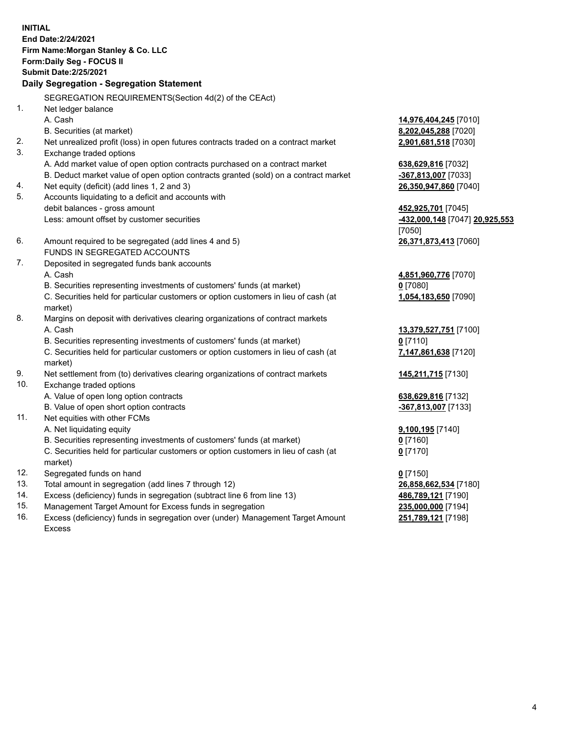**INITIAL**
**End Date:2/24/2021**
**Firm Name:Morgan Stanley & Co. LLC**
**Form:Daily Seg - FOCUS II**
**Submit Date:2/25/2021**

## Daily Segregation - Segregation Statement

SEGREGATION REQUIREMENTS(Section 4d(2) of the CEAct)

| | | |
|---|---|---|
| 1. | Net ledger balance | |
| | A. Cash | **14,976,404,245** [7010] |
| | B. Securities (at market) | **8,202,045,288** [7020] |
| 2. | Net unrealized profit (loss) in open futures contracts traded on a contract market | **2,901,681,518** [7030] |
| 3. | Exchange traded options | |
| | A. Add market value of open option contracts purchased on a contract market | **638,629,816** [7032] |
| | B. Deduct market value of open option contracts granted (sold) on a contract market | **-367,813,007** [7033] |
| 4. | Net equity (deficit) (add lines 1, 2 and 3) | **26,350,947,860** [7040] |
| 5. | Accounts liquidating to a deficit and accounts with debit balances - gross amount | **452,925,701** [7045] |
| | Less: amount offset by customer securities | **-432,000,148** [7047] **20,925,553** [7050] |
| 6. | Amount required to be segregated (add lines 4 and 5) | **26,371,873,413** [7060] |
| | FUNDS IN SEGREGATED ACCOUNTS | |
| 7. | Deposited in segregated funds bank accounts | |
| | A. Cash | **4,851,960,776** [7070] |
| | B. Securities representing investments of customers' funds (at market) | **0** [7080] |
| | C. Securities held for particular customers or option customers in lieu of cash (at market) | **1,054,183,650** [7090] |
| 8. | Margins on deposit with derivatives clearing organizations of contract markets | |
| | A. Cash | **13,379,527,751** [7100] |
| | B. Securities representing investments of customers' funds (at market) | **0** [7110] |
| | C. Securities held for particular customers or option customers in lieu of cash (at market) | **7,147,861,638** [7120] |
| 9. | Net settlement from (to) derivatives clearing organizations of contract markets | **145,211,715** [7130] |
| 10. | Exchange traded options | |
| | A. Value of open long option contracts | **638,629,816** [7132] |
| | B. Value of open short option contracts | **-367,813,007** [7133] |
| 11. | Net equities with other FCMs | |
| | A. Net liquidating equity | **9,100,195** [7140] |
| | B. Securities representing investments of customers' funds (at market) | **0** [7160] |
| | C. Securities held for particular customers or option customers in lieu of cash (at market) | **0** [7170] |
| 12. | Segregated funds on hand | **0** [7150] |
| 13. | Total amount in segregation (add lines 7 through 12) | **26,858,662,534** [7180] |
| 14. | Excess (deficiency) funds in segregation (subtract line 6 from line 13) | **486,789,121** [7190] |
| 15. | Management Target Amount for Excess funds in segregation | **235,000,000** [7194] |
| 16. | Excess (deficiency) funds in segregation over (under) Management Target Amount Excess | **251,789,121** [7198] |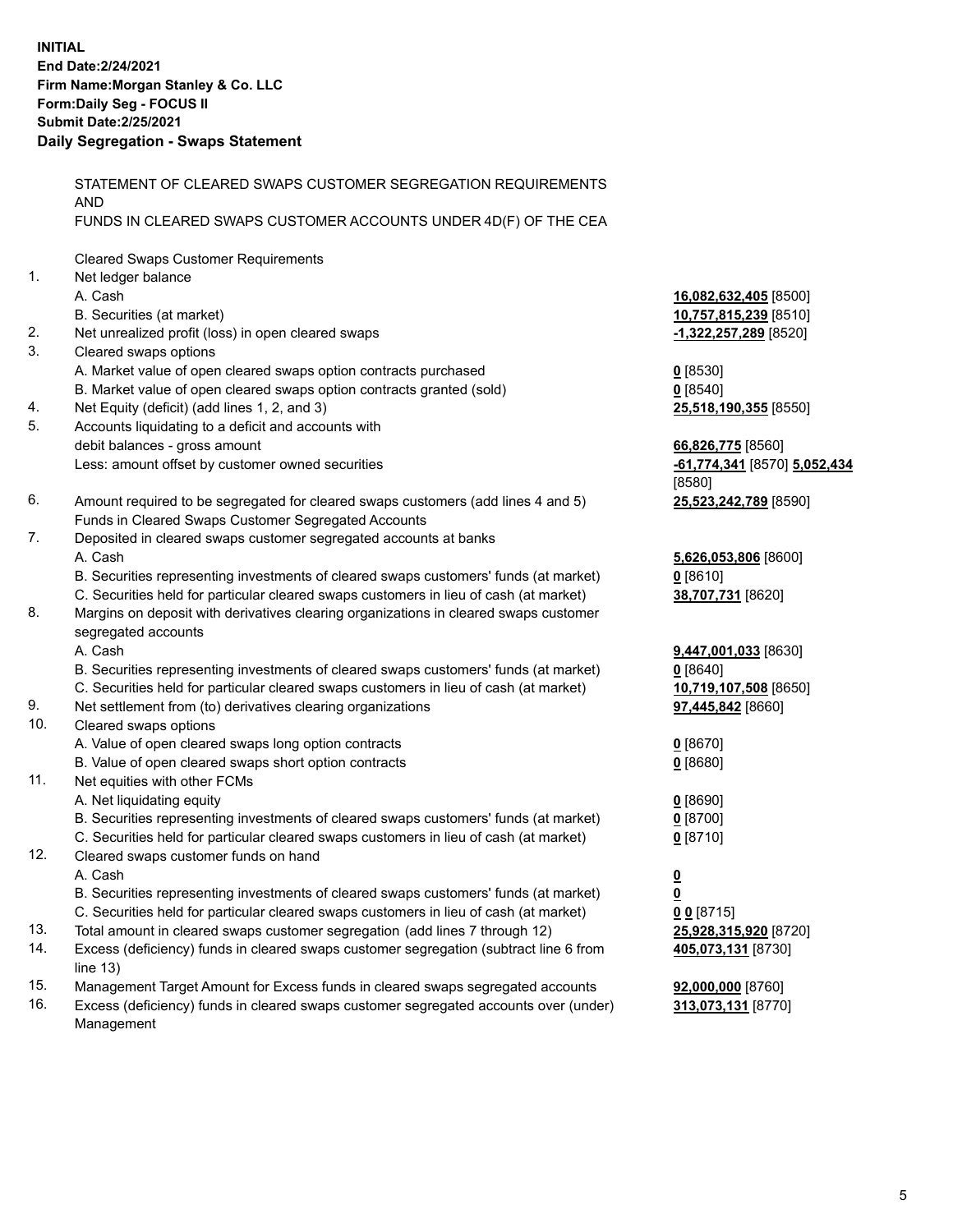**INITIAL**
**End Date:2/24/2021**
**Firm Name:Morgan Stanley & Co. LLC**
**Form:Daily Seg - FOCUS II**
**Submit Date:2/25/2021**
**Daily Segregation - Swaps Statement**

STATEMENT OF CLEARED SWAPS CUSTOMER SEGREGATION REQUIREMENTS AND
FUNDS IN CLEARED SWAPS CUSTOMER ACCOUNTS UNDER 4D(F) OF THE CEA

| | | |
|---|---|---|
| | Cleared Swaps Customer Requirements | |
| 1. | Net ledger balance | |
| | A. Cash | **16,082,632,405** [8500] |
| | B. Securities (at market) | **10,757,815,239** [8510] |
| 2. | Net unrealized profit (loss) in open cleared swaps | **-1,322,257,289** [8520] |
| 3. | Cleared swaps options | |
| | A. Market value of open cleared swaps option contracts purchased | **0** [8530] |
| | B. Market value of open cleared swaps option contracts granted (sold) | **0** [8540] |
| 4. | Net Equity (deficit) (add lines 1, 2, and 3) | **25,518,190,355** [8550] |
| 5. | Accounts liquidating to a deficit and accounts with debit balances - gross amount | **66,826,775** [8560] |
| | Less: amount offset by customer owned securities | **-61,774,341** [8570] **5,052,434** [8580] |
| 6. | Amount required to be segregated for cleared swaps customers (add lines 4 and 5) | **25,523,242,789** [8590] |
| | Funds in Cleared Swaps Customer Segregated Accounts | |
| 7. | Deposited in cleared swaps customer segregated accounts at banks | |
| | A. Cash | **5,626,053,806** [8600] |
| | B. Securities representing investments of cleared swaps customers' funds (at market) | **0** [8610] |
| | C. Securities held for particular cleared swaps customers in lieu of cash (at market) | **38,707,731** [8620] |
| 8. | Margins on deposit with derivatives clearing organizations in cleared swaps customer segregated accounts | |
| | A. Cash | **9,447,001,033** [8630] |
| | B. Securities representing investments of cleared swaps customers' funds (at market) | **0** [8640] |
| | C. Securities held for particular cleared swaps customers in lieu of cash (at market) | **10,719,107,508** [8650] |
| 9. | Net settlement from (to) derivatives clearing organizations | **97,445,842** [8660] |
| 10. | Cleared swaps options | |
| | A. Value of open cleared swaps long option contracts | **0** [8670] |
| | B. Value of open cleared swaps short option contracts | **0** [8680] |
| 11. | Net equities with other FCMs | |
| | A. Net liquidating equity | **0** [8690] |
| | B. Securities representing investments of cleared swaps customers' funds (at market) | **0** [8700] |
| | C. Securities held for particular cleared swaps customers in lieu of cash (at market) | **0** [8710] |
| 12. | Cleared swaps customer funds on hand | |
| | A. Cash | **0** |
| | B. Securities representing investments of cleared swaps customers' funds (at market) | **0** |
| | C. Securities held for particular cleared swaps customers in lieu of cash (at market) | **0** **0** [8715] |
| 13. | Total amount in cleared swaps customer segregation (add lines 7 through 12) | **25,928,315,920** [8720] |
| 14. | Excess (deficiency) funds in cleared swaps customer segregation (subtract line 6 from line 13) | **405,073,131** [8730] |
| 15. | Management Target Amount for Excess funds in cleared swaps segregated accounts | **92,000,000** [8760] |
| 16. | Excess (deficiency) funds in cleared swaps customer segregated accounts over (under) Management | **313,073,131** [8770] |